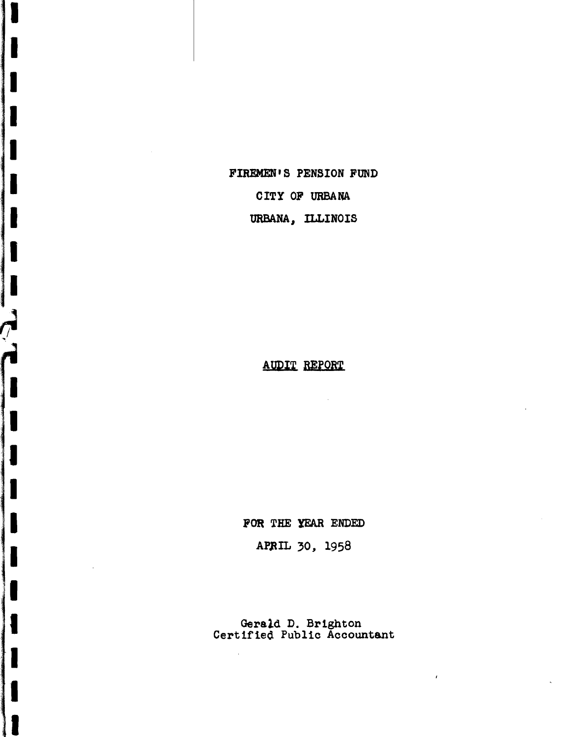# FIREMEN'S PENSION FUND

# CITY OF URBANA

# URBANA, ILLINOIS

## AUDIT REPORT

FOR THE YEAR ENDED

APRIL 30, 1958

Gerald D. Brighton
Certified Public Accountant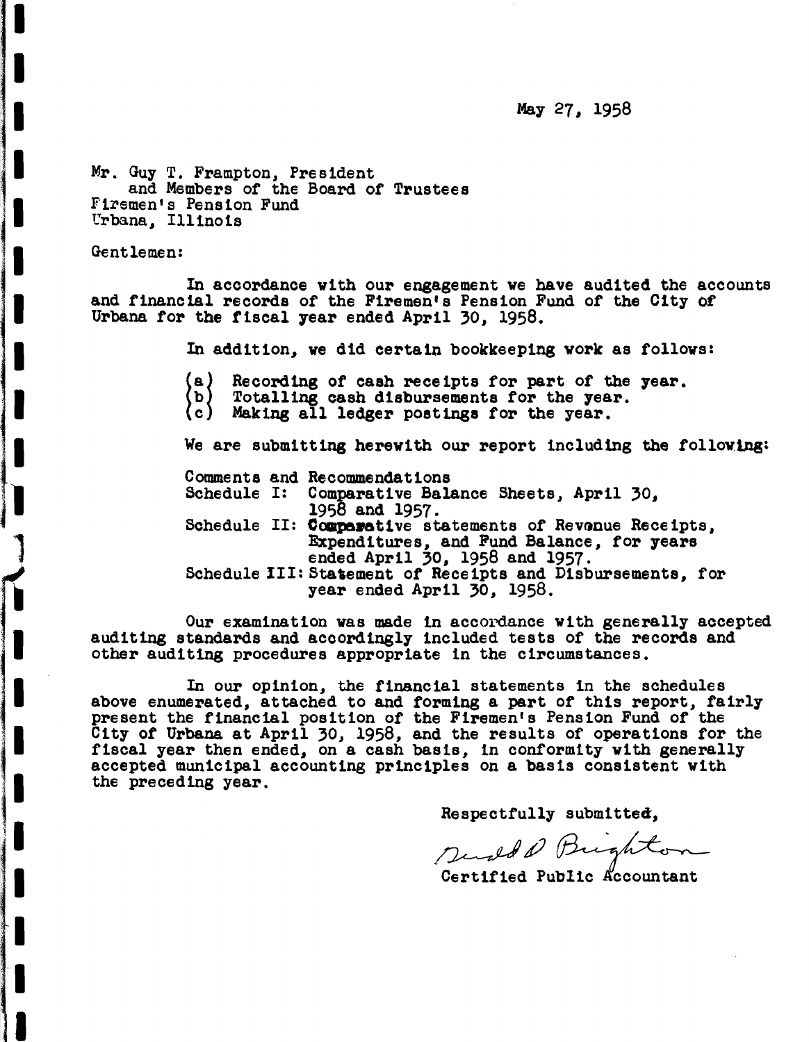May 27, 1958

Mr. Guy T. Frampton, President
and Members of the Board of Trustees
Firemen's Pension Fund
Urbana, Illinois

Gentlemen:

In accordance with our engagement we have audited the accounts and financial records of the Firemen's Pension Fund of the City of Urbana for the fiscal year ended April 30, 1958.

In addition, we did certain bookkeeping work as follows:

(a) Recording of cash receipts for part of the year.
(b) Totalling cash disbursements for the year.
(c) Making all ledger postings for the year.

We are submitting herewith our report including the following:

Comments and Recommendations
Schedule I: Comparative Balance Sheets, April 30, 1958 and 1957.
Schedule II: Comparative statements of Revenue Receipts, Expenditures, and Fund Balance, for years ended April 30, 1958 and 1957.
Schedule III: Statement of Receipts and Disbursements, for year ended April 30, 1958.

Our examination was made in accordance with generally accepted auditing standards and accordingly included tests of the records and other auditing procedures appropriate in the circumstances.

In our opinion, the financial statements in the schedules above enumerated, attached to and forming a part of this report, fairly present the financial position of the Firemen's Pension Fund of the City of Urbana at April 30, 1958, and the results of operations for the fiscal year then ended, on a cash basis, in conformity with generally accepted municipal accounting principles on a basis consistent with the preceding year.

Respectfully submitted,

Gerald D. Brighton

Certified Public Accountant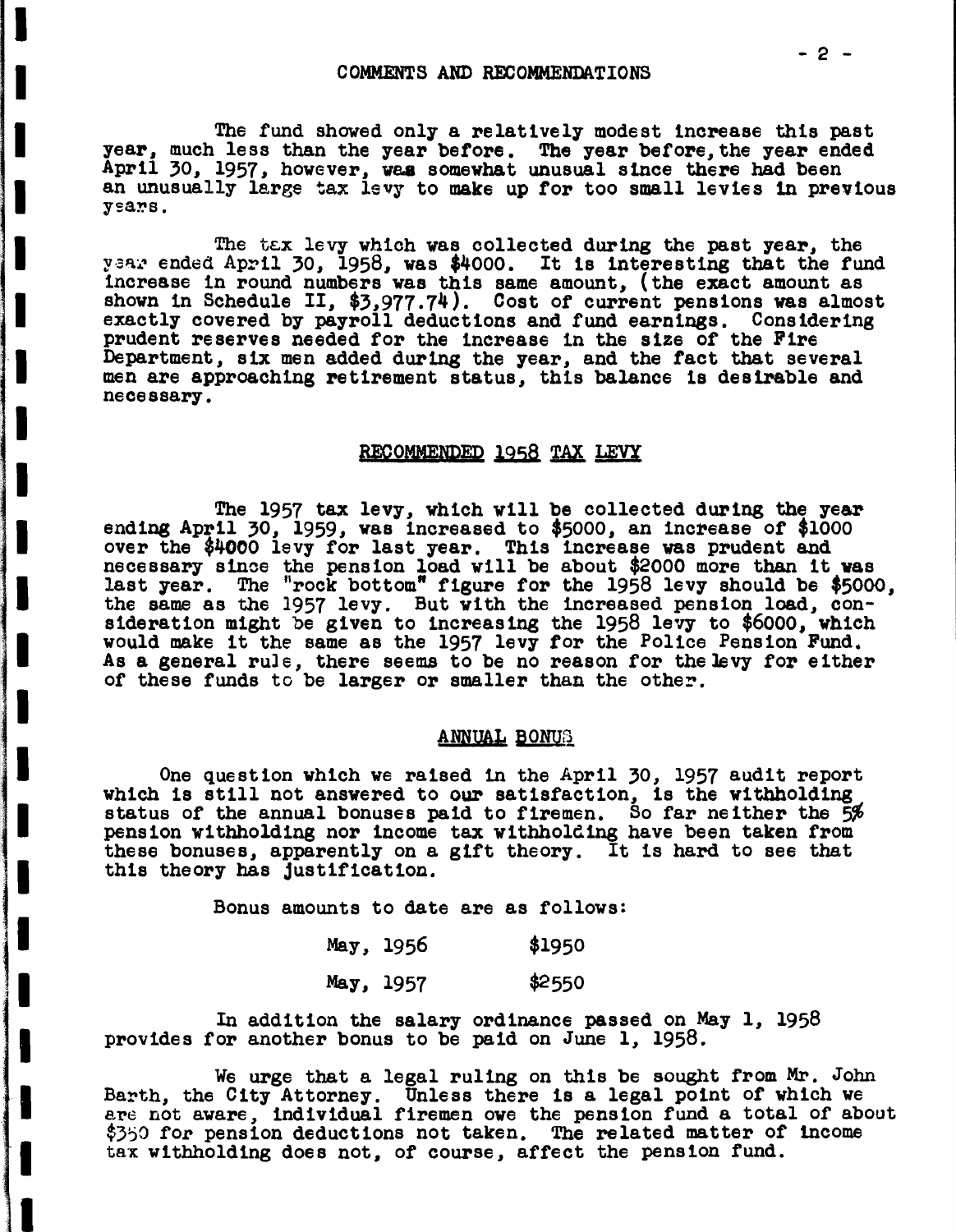## COMMENTS AND RECOMMENDATIONS

The fund showed only a relatively modest increase this past year, much less than the year before. The year before, the year ended April 30, 1957, however, was somewhat unusual since there had been an unusually large tax levy to make up for too small levies in previous years.

The tax levy which was collected during the past year, the year ended April 30, 1958, was $4000. It is interesting that the fund increase in round numbers was this same amount, (the exact amount as shown in Schedule II, $3,977.74). Cost of current pensions was almost exactly covered by payroll deductions and fund earnings. Considering prudent reserves needed for the increase in the size of the Fire Department, six men added during the year, and the fact that several men are approaching retirement status, this balance is desirable and necessary.

### RECOMMENDED 1958 TAX LEVY

The 1957 tax levy, which will be collected during the year ending April 30, 1959, was increased to $5000, an increase of $1000 over the $4000 levy for last year. This increase was prudent and necessary since the pension load will be about $2000 more than it was last year. The "rock bottom" figure for the 1958 levy should be $5000, the same as the 1957 levy. But with the increased pension load, consideration might be given to increasing the 1958 levy to $6000, which would make it the same as the 1957 levy for the Police Pension Fund. As a general rule, there seems to be no reason for the levy for either of these funds to be larger or smaller than the other.

### ANNUAL BONUS

One question which we raised in the April 30, 1957 audit report which is still not answered to our satisfaction, is the withholding status of the annual bonuses paid to firemen. So far neither the 5% pension withholding nor income tax withholding have been taken from these bonuses, apparently on a gift theory. It is hard to see that this theory has justification.

Bonus amounts to date are as follows:

| | |
|---|---|
| May, 1956 | $1950 |
| May, 1957 | $2550 |

In addition the salary ordinance passed on May 1, 1958 provides for another bonus to be paid on June 1, 1958.

We urge that a legal ruling on this be sought from Mr. John Barth, the City Attorney. Unless there is a legal point of which we are not aware, individual firemen owe the pension fund a total of about $350 for pension deductions not taken. The related matter of income tax withholding does not, of course, affect the pension fund.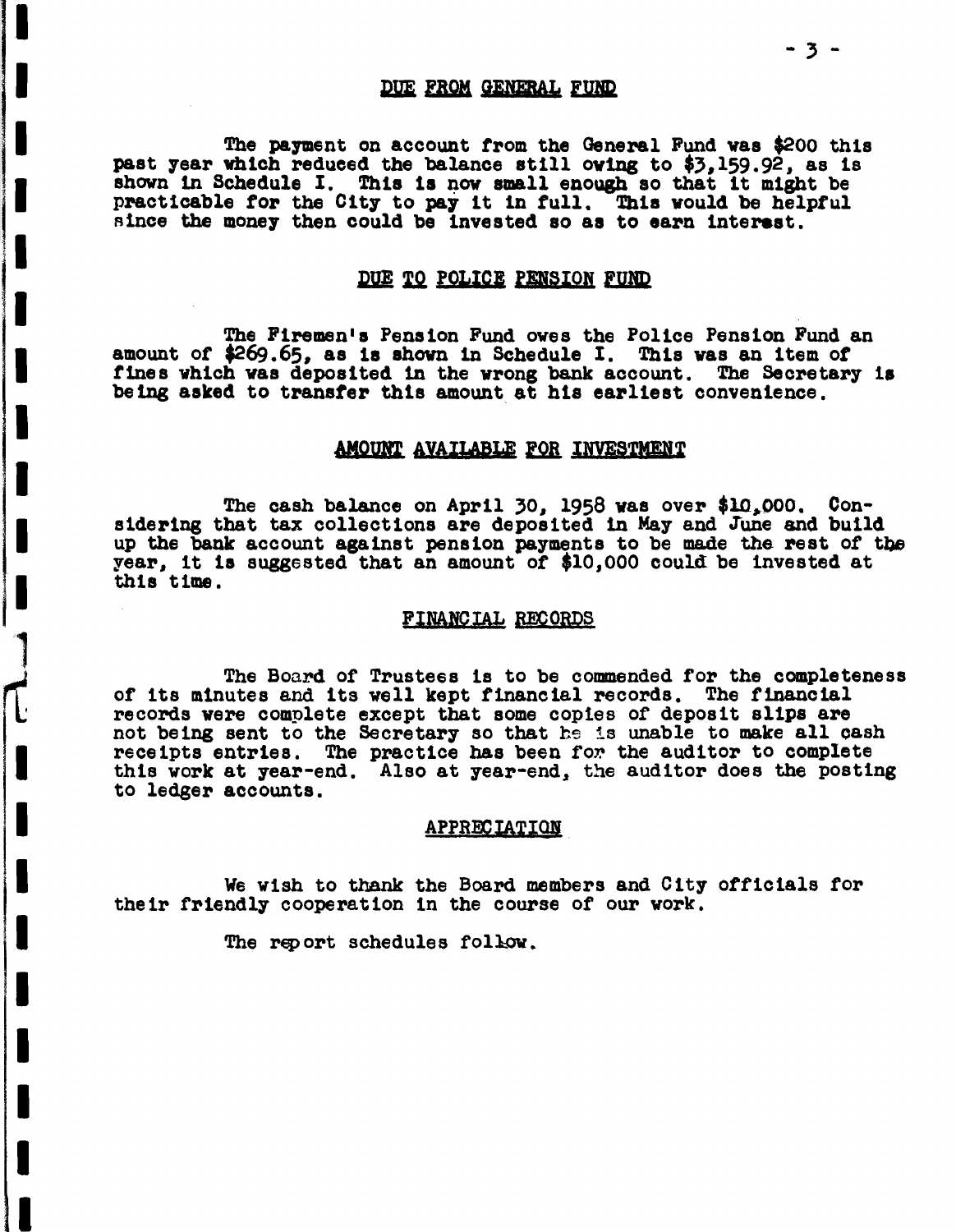## DUE FROM GENERAL FUND

The payment on account from the General Fund was $200 this past year which reduced the balance still owing to $3,159.92, as is shown in Schedule I. This is now small enough so that it might be practicable for the City to pay it in full. This would be helpful since the money then could be invested so as to earn interest.

## DUE TO POLICE PENSION FUND

The Firemen's Pension Fund owes the Police Pension Fund an amount of $269.65, as is shown in Schedule I. This was an item of fines which was deposited in the wrong bank account. The Secretary is being asked to transfer this amount at his earliest convenience.

## AMOUNT AVAILABLE FOR INVESTMENT

The cash balance on April 30, 1958 was over $10,000. Considering that tax collections are deposited in May and June and build up the bank account against pension payments to be made the rest of the year, it is suggested that an amount of $10,000 could be invested at this time.

## FINANCIAL RECORDS

The Board of Trustees is to be commended for the completeness of its minutes and its well kept financial records. The financial records were complete except that some copies of deposit slips are not being sent to the Secretary so that he is unable to make all cash receipts entries. The practice has been for the auditor to complete this work at year-end. Also at year-end, the auditor does the posting to ledger accounts.

## APPRECIATION

We wish to thank the Board members and City officials for their friendly cooperation in the course of our work.

The report schedules follow.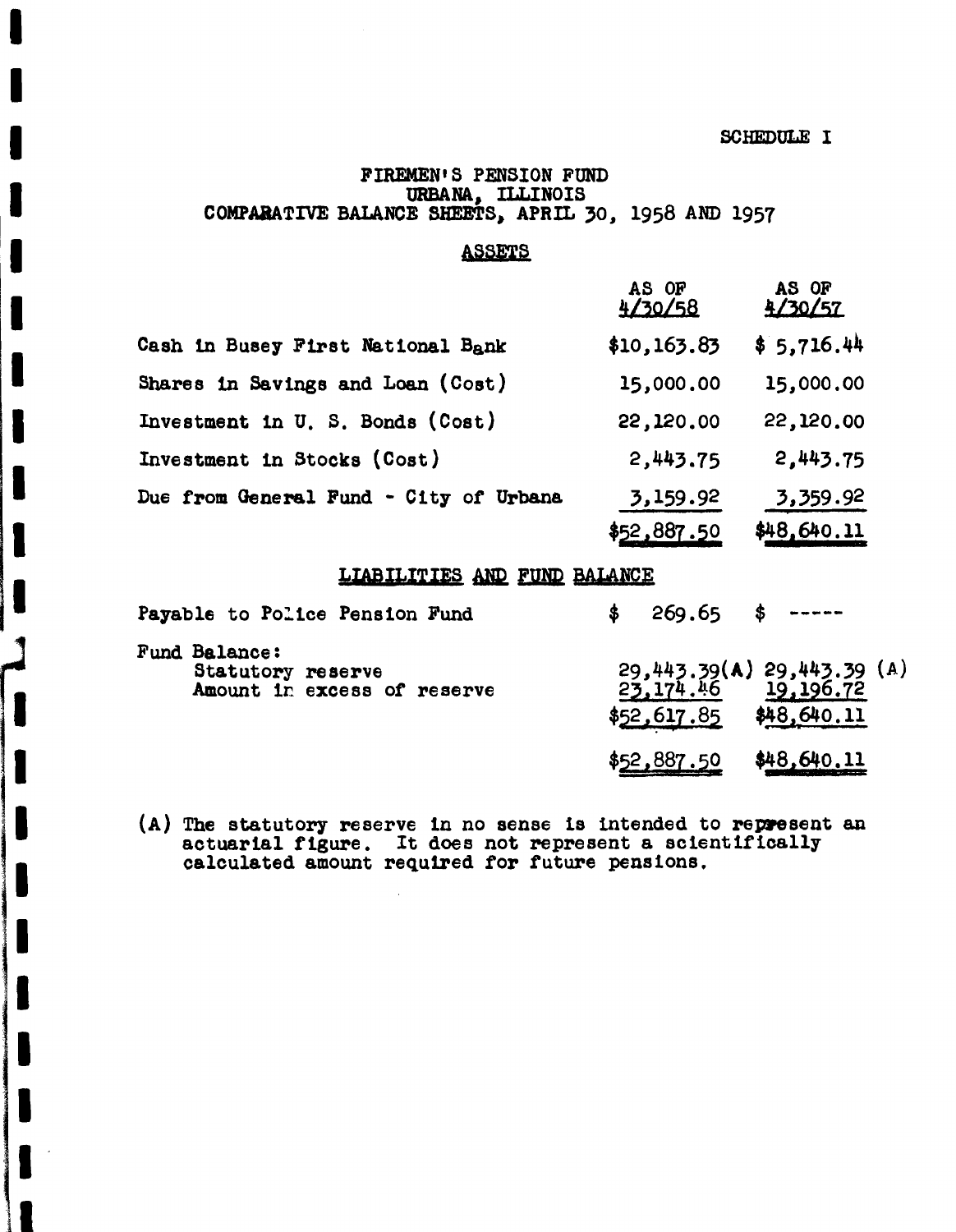SCHEDULE I

# FIREMEN'S PENSION FUND
## URBANA, ILLINOIS
## COMPARATIVE BALANCE SHEETS, APRIL 30, 1958 AND 1957

### ASSETS

| | AS OF 4/30/58 | AS OF 4/30/57 |
|---|---|---|
| Cash in Busey First National Bank | $10,163.83 | $ 5,716.44 |
| Shares in Savings and Loan (Cost) | 15,000.00 | 15,000.00 |
| Investment in U. S. Bonds (Cost) | 22,120.00 | 22,120.00 |
| Investment in Stocks (Cost) | 2,443.75 | 2,443.75 |
| Due from General Fund - City of Urbana | 3,159.92 | 3,359.92 |
| | $52,887.50 | $48,640.11 |

### LIABILITIES AND FUND BALANCE

| | | |
|---|---|---|
| Payable to Police Pension Fund | $ 269.65 | $ ----- |
| Fund Balance: | | |
| Statutory reserve | 29,443.39(A) | 29,443.39 (A) |
| Amount in excess of reserve | 23,174.46 | 19,196.72 |
| | $52,617.85 | $48,640.11 |
| | $52,887.50 | $48,640.11 |

(A) The statutory reserve in no sense is intended to represent an actuarial figure. It does not represent a scientifically calculated amount required for future pensions.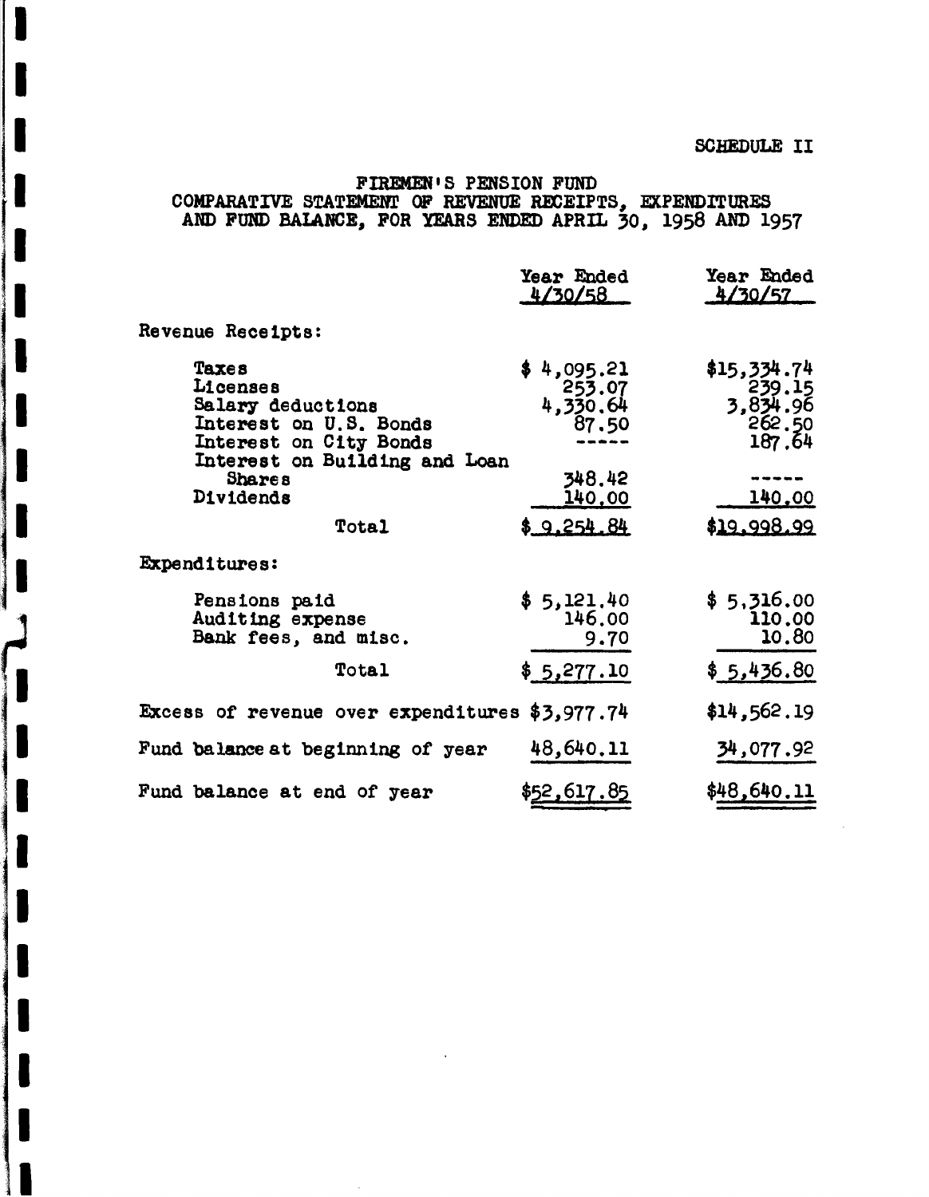SCHEDULE II

# FIREMEN'S PENSION FUND
## COMPARATIVE STATEMENT OF REVENUE RECEIPTS, EXPENDITURES AND FUND BALANCE, FOR YEARS ENDED APRIL 30, 1958 AND 1957

| | Year Ended 4/30/58 | Year Ended 4/30/57 |
|---|---|---|
| Revenue Receipts: | | |
| Taxes | $ 4,095.21 | $15,334.74 |
| Licenses | 253.07 | 239.15 |
| Salary deductions | 4,330.64 | 3,834.96 |
| Interest on U.S. Bonds | 87.50 | 262.50 |
| Interest on City Bonds | ----- | 187.64 |
| Interest on Building and Loan Shares | 348.42 | ----- |
| Dividends | 140.00 | 140.00 |
| Total | $ 9,254.84 | $19,998.99 |
| Expenditures: | | |
| Pensions paid | $ 5,121.40 | $ 5,316.00 |
| Auditing expense | 146.00 | 110.00 |
| Bank fees, and misc. | 9.70 | 10.80 |
| Total | $ 5,277.10 | $ 5,436.80 |
| Excess of revenue over expenditures | $3,977.74 | $14,562.19 |
| Fund balance at beginning of year | 48,640.11 | 34,077.92 |
| Fund balance at end of year | $52,617.85 | $48,640.11 |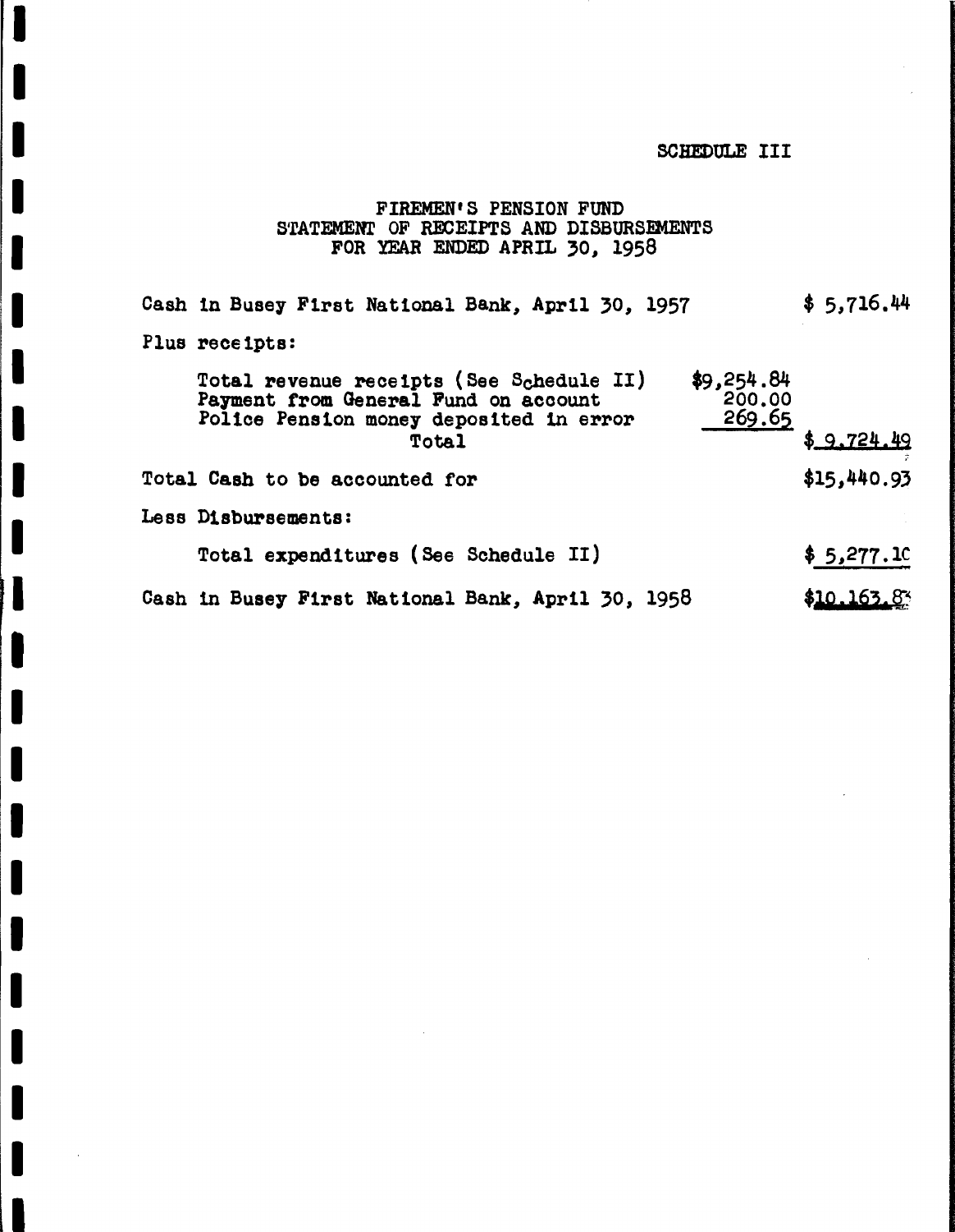SCHEDULE III

# FIREMEN'S PENSION FUND
## STATEMENT OF RECEIPTS AND DISBURSEMENTS
## FOR YEAR ENDED APRIL 30, 1958

| | | |
|---|---|---|
| Cash in Busey First National Bank, April 30, 1957 | | $ 5,716.44 |
| Plus receipts: | | |
| Total revenue receipts (See Schedule II) | $9,254.84 | |
| Payment from General Fund on account | 200.00 | |
| Police Pension money deposited in error | 269.65 | |
| Total | | $ 9,724.49 |
| Total Cash to be accounted for | | $15,440.93 |
| Less Disbursements: | | |
| Total expenditures (See Schedule II) | | $ 5,277.10 |
| Cash in Busey First National Bank, April 30, 1958 | | $10,163.83 |